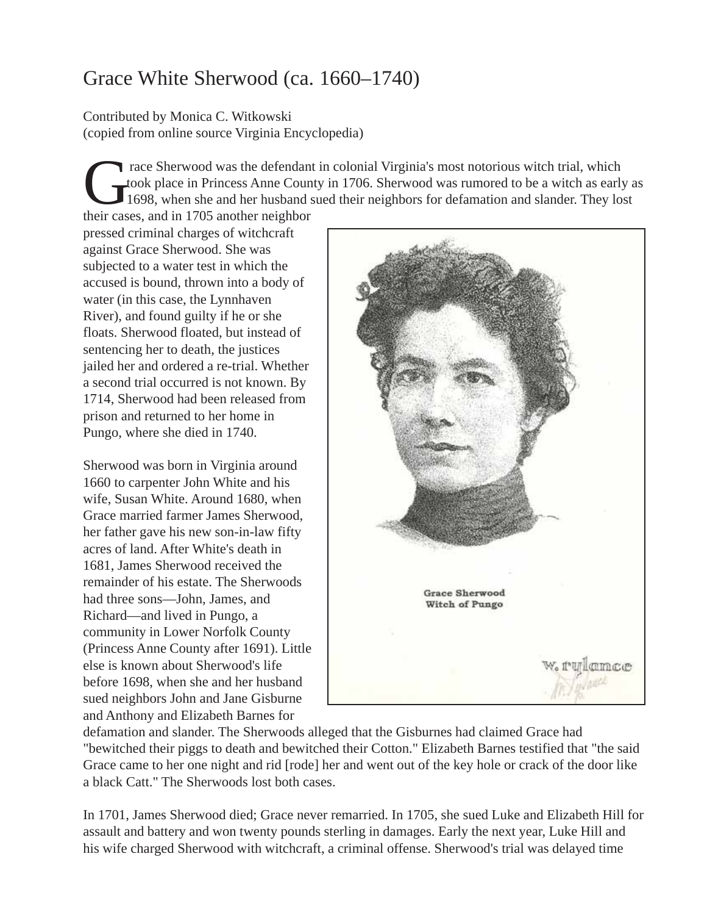# Grace White Sherwood (ca. 1660–1740)

Contributed by Monica C. Witkowski
(copied from online source Virginia Encyclopedia)

Grace Sherwood was the defendant in colonial Virginia's most notorious witch trial, which took place in Princess Anne County in 1706. Sherwood was rumored to be a witch as early as 1698, when she and her husband sued their neighbors for defamation and slander. They lost their cases, and in 1705 another neighbor pressed criminal charges of witchcraft against Grace Sherwood. She was subjected to a water test in which the accused is bound, thrown into a body of water (in this case, the Lynnhaven River), and found guilty if he or she floats. Sherwood floated, but instead of sentencing her to death, the justices jailed her and ordered a re-trial. Whether a second trial occurred is not known. By 1714, Sherwood had been released from prison and returned to her home in Pungo, where she died in 1740.

Grace Sherwood
Witch of Pungo

w. rylance

Sherwood was born in Virginia around 1660 to carpenter John White and his wife, Susan White. Around 1680, when Grace married farmer James Sherwood, her father gave his new son-in-law fifty acres of land. After White's death in 1681, James Sherwood received the remainder of his estate. The Sherwoods had three sons—John, James, and Richard—and lived in Pungo, a community in Lower Norfolk County (Princess Anne County after 1691). Little else is known about Sherwood's life before 1698, when she and her husband sued neighbors John and Jane Gisburne and Anthony and Elizabeth Barnes for defamation and slander. The Sherwoods alleged that the Gisburnes had claimed Grace had "bewitched their piggs to death and bewitched their Cotton." Elizabeth Barnes testified that "the said Grace came to her one night and rid [rode] her and went out of the key hole or crack of the door like a black Catt." The Sherwoods lost both cases.

In 1701, James Sherwood died; Grace never remarried. In 1705, she sued Luke and Elizabeth Hill for assault and battery and won twenty pounds sterling in damages. Early the next year, Luke Hill and his wife charged Sherwood with witchcraft, a criminal offense. Sherwood's trial was delayed time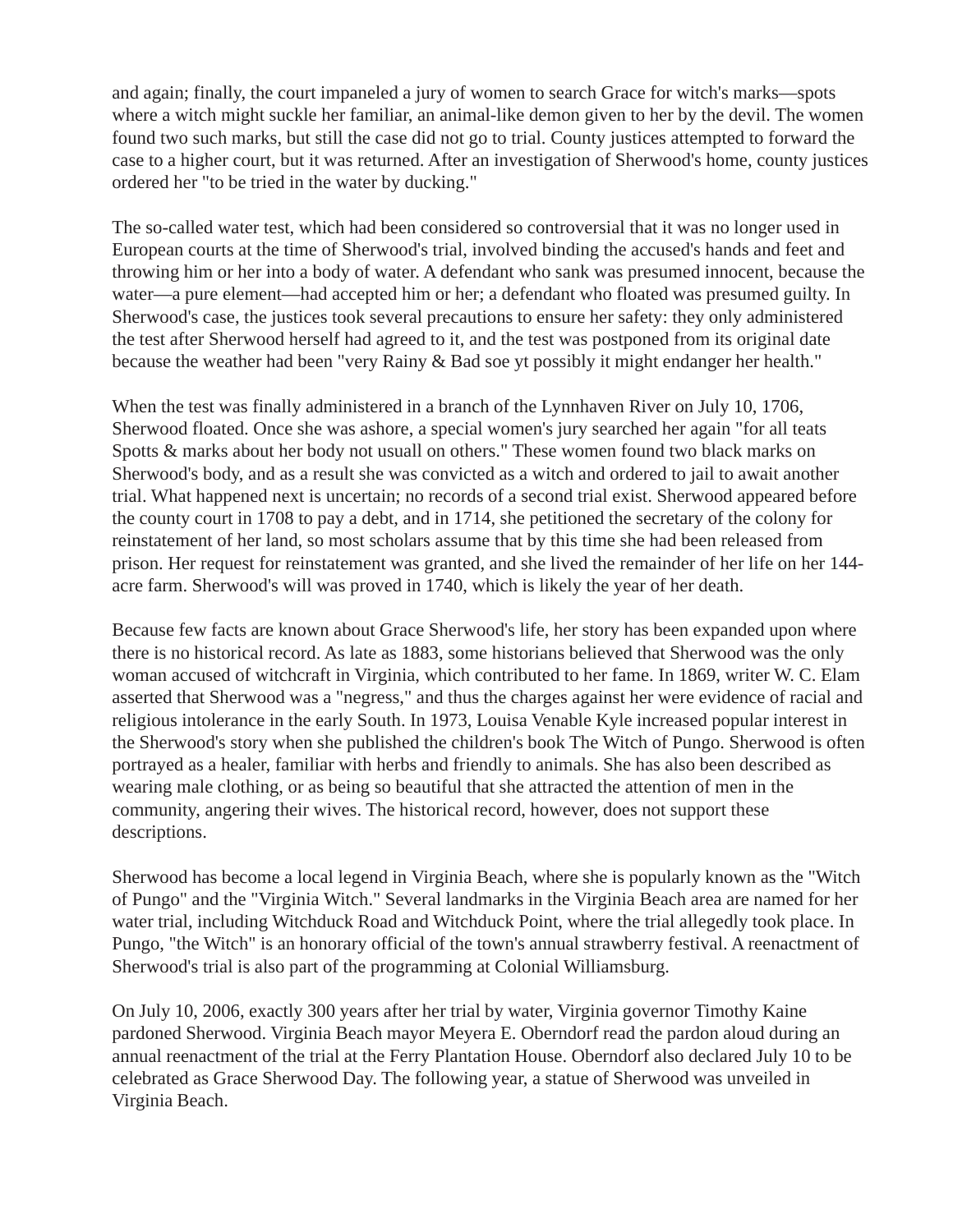and again; finally, the court impaneled a jury of women to search Grace for witch's marks—spots where a witch might suckle her familiar, an animal-like demon given to her by the devil. The women found two such marks, but still the case did not go to trial. County justices attempted to forward the case to a higher court, but it was returned. After an investigation of Sherwood's home, county justices ordered her "to be tried in the water by ducking."

The so-called water test, which had been considered so controversial that it was no longer used in European courts at the time of Sherwood's trial, involved binding the accused's hands and feet and throwing him or her into a body of water. A defendant who sank was presumed innocent, because the water—a pure element—had accepted him or her; a defendant who floated was presumed guilty. In Sherwood's case, the justices took several precautions to ensure her safety: they only administered the test after Sherwood herself had agreed to it, and the test was postponed from its original date because the weather had been "very Rainy & Bad soe yt possibly it might endanger her health."

When the test was finally administered in a branch of the Lynnhaven River on July 10, 1706, Sherwood floated. Once she was ashore, a special women's jury searched her again "for all teats Spotts & marks about her body not usuall on others." These women found two black marks on Sherwood's body, and as a result she was convicted as a witch and ordered to jail to await another trial. What happened next is uncertain; no records of a second trial exist. Sherwood appeared before the county court in 1708 to pay a debt, and in 1714, she petitioned the secretary of the colony for reinstatement of her land, so most scholars assume that by this time she had been released from prison. Her request for reinstatement was granted, and she lived the remainder of her life on her 144-acre farm. Sherwood's will was proved in 1740, which is likely the year of her death.

Because few facts are known about Grace Sherwood's life, her story has been expanded upon where there is no historical record. As late as 1883, some historians believed that Sherwood was the only woman accused of witchcraft in Virginia, which contributed to her fame. In 1869, writer W. C. Elam asserted that Sherwood was a "negress," and thus the charges against her were evidence of racial and religious intolerance in the early South. In 1973, Louisa Venable Kyle increased popular interest in the Sherwood's story when she published the children's book The Witch of Pungo. Sherwood is often portrayed as a healer, familiar with herbs and friendly to animals. She has also been described as wearing male clothing, or as being so beautiful that she attracted the attention of men in the community, angering their wives. The historical record, however, does not support these descriptions.

Sherwood has become a local legend in Virginia Beach, where she is popularly known as the "Witch of Pungo" and the "Virginia Witch." Several landmarks in the Virginia Beach area are named for her water trial, including Witchduck Road and Witchduck Point, where the trial allegedly took place. In Pungo, "the Witch" is an honorary official of the town's annual strawberry festival. A reenactment of Sherwood's trial is also part of the programming at Colonial Williamsburg.

On July 10, 2006, exactly 300 years after her trial by water, Virginia governor Timothy Kaine pardoned Sherwood. Virginia Beach mayor Meyera E. Oberndorf read the pardon aloud during an annual reenactment of the trial at the Ferry Plantation House. Oberndorf also declared July 10 to be celebrated as Grace Sherwood Day. The following year, a statue of Sherwood was unveiled in Virginia Beach.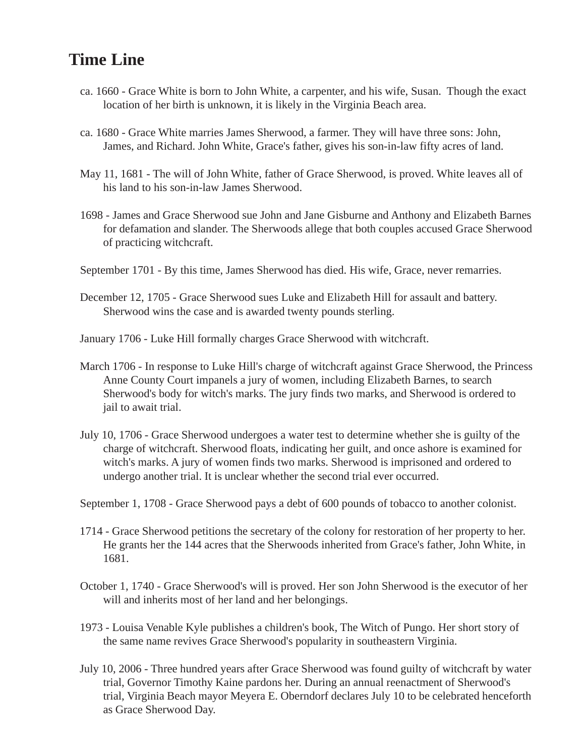## Time Line

ca. 1660 - Grace White is born to John White, a carpenter, and his wife, Susan. Though the exact location of her birth is unknown, it is likely in the Virginia Beach area.

ca. 1680 - Grace White marries James Sherwood, a farmer. They will have three sons: John, James, and Richard. John White, Grace's father, gives his son-in-law fifty acres of land.

May 11, 1681 - The will of John White, father of Grace Sherwood, is proved. White leaves all of his land to his son-in-law James Sherwood.

1698 - James and Grace Sherwood sue John and Jane Gisburne and Anthony and Elizabeth Barnes for defamation and slander. The Sherwoods allege that both couples accused Grace Sherwood of practicing witchcraft.

September 1701 - By this time, James Sherwood has died. His wife, Grace, never remarries.

December 12, 1705 - Grace Sherwood sues Luke and Elizabeth Hill for assault and battery. Sherwood wins the case and is awarded twenty pounds sterling.

January 1706 - Luke Hill formally charges Grace Sherwood with witchcraft.

March 1706 - In response to Luke Hill's charge of witchcraft against Grace Sherwood, the Princess Anne County Court impanels a jury of women, including Elizabeth Barnes, to search Sherwood's body for witch's marks. The jury finds two marks, and Sherwood is ordered to jail to await trial.

July 10, 1706 - Grace Sherwood undergoes a water test to determine whether she is guilty of the charge of witchcraft. Sherwood floats, indicating her guilt, and once ashore is examined for witch's marks. A jury of women finds two marks. Sherwood is imprisoned and ordered to undergo another trial. It is unclear whether the second trial ever occurred.

September 1, 1708 - Grace Sherwood pays a debt of 600 pounds of tobacco to another colonist.

1714 - Grace Sherwood petitions the secretary of the colony for restoration of her property to her. He grants her the 144 acres that the Sherwoods inherited from Grace's father, John White, in 1681.

October 1, 1740 - Grace Sherwood's will is proved. Her son John Sherwood is the executor of her will and inherits most of her land and her belongings.

1973 - Louisa Venable Kyle publishes a children's book, The Witch of Pungo. Her short story of the same name revives Grace Sherwood's popularity in southeastern Virginia.

July 10, 2006 - Three hundred years after Grace Sherwood was found guilty of witchcraft by water trial, Governor Timothy Kaine pardons her. During an annual reenactment of Sherwood's trial, Virginia Beach mayor Meyera E. Oberndorf declares July 10 to be celebrated henceforth as Grace Sherwood Day.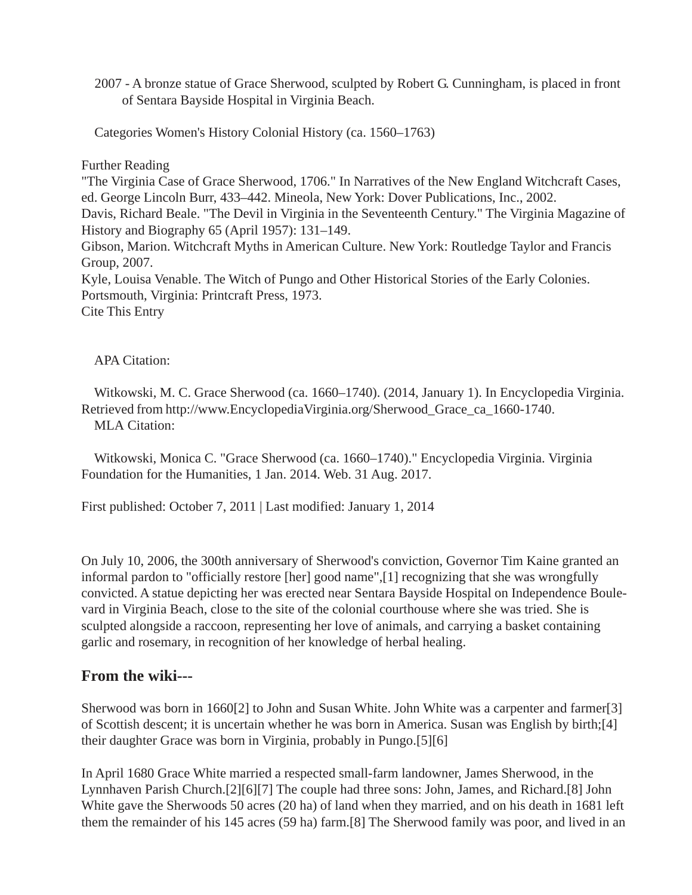2007 - A bronze statue of Grace Sherwood, sculpted by Robert G. Cunningham, is placed in front of Sentara Bayside Hospital in Virginia Beach.

Categories Women's History Colonial History (ca. 1560–1763)

Further Reading
"The Virginia Case of Grace Sherwood, 1706." In Narratives of the New England Witchcraft Cases, ed. George Lincoln Burr, 433–442. Mineola, New York: Dover Publications, Inc., 2002.
Davis, Richard Beale. "The Devil in Virginia in the Seventeenth Century." The Virginia Magazine of History and Biography 65 (April 1957): 131–149.
Gibson, Marion. Witchcraft Myths in American Culture. New York: Routledge Taylor and Francis Group, 2007.
Kyle, Louisa Venable. The Witch of Pungo and Other Historical Stories of the Early Colonies. Portsmouth, Virginia: Printcraft Press, 1973.
Cite This Entry

APA Citation:

Witkowski, M. C. Grace Sherwood (ca. 1660–1740). (2014, January 1). In Encyclopedia Virginia. Retrieved from http://www.EncyclopediaVirginia.org/Sherwood_Grace_ca_1660-1740.
MLA Citation:

Witkowski, Monica C. "Grace Sherwood (ca. 1660–1740)." Encyclopedia Virginia. Virginia Foundation for the Humanities, 1 Jan. 2014. Web. 31 Aug. 2017.

First published: October 7, 2011 | Last modified: January 1, 2014

On July 10, 2006, the 300th anniversary of Sherwood's conviction, Governor Tim Kaine granted an informal pardon to "officially restore [her] good name",[1] recognizing that she was wrongfully convicted. A statue depicting her was erected near Sentara Bayside Hospital on Independence Boulevard in Virginia Beach, close to the site of the colonial courthouse where she was tried. She is sculpted alongside a raccoon, representing her love of animals, and carrying a basket containing garlic and rosemary, in recognition of her knowledge of herbal healing.

## From the wiki---

Sherwood was born in 1660[2] to John and Susan White. John White was a carpenter and farmer[3] of Scottish descent; it is uncertain whether he was born in America. Susan was English by birth;[4] their daughter Grace was born in Virginia, probably in Pungo.[5][6]

In April 1680 Grace White married a respected small-farm landowner, James Sherwood, in the Lynnhaven Parish Church.[2][6][7] The couple had three sons: John, James, and Richard.[8] John White gave the Sherwoods 50 acres (20 ha) of land when they married, and on his death in 1681 left them the remainder of his 145 acres (59 ha) farm.[8] The Sherwood family was poor, and lived in an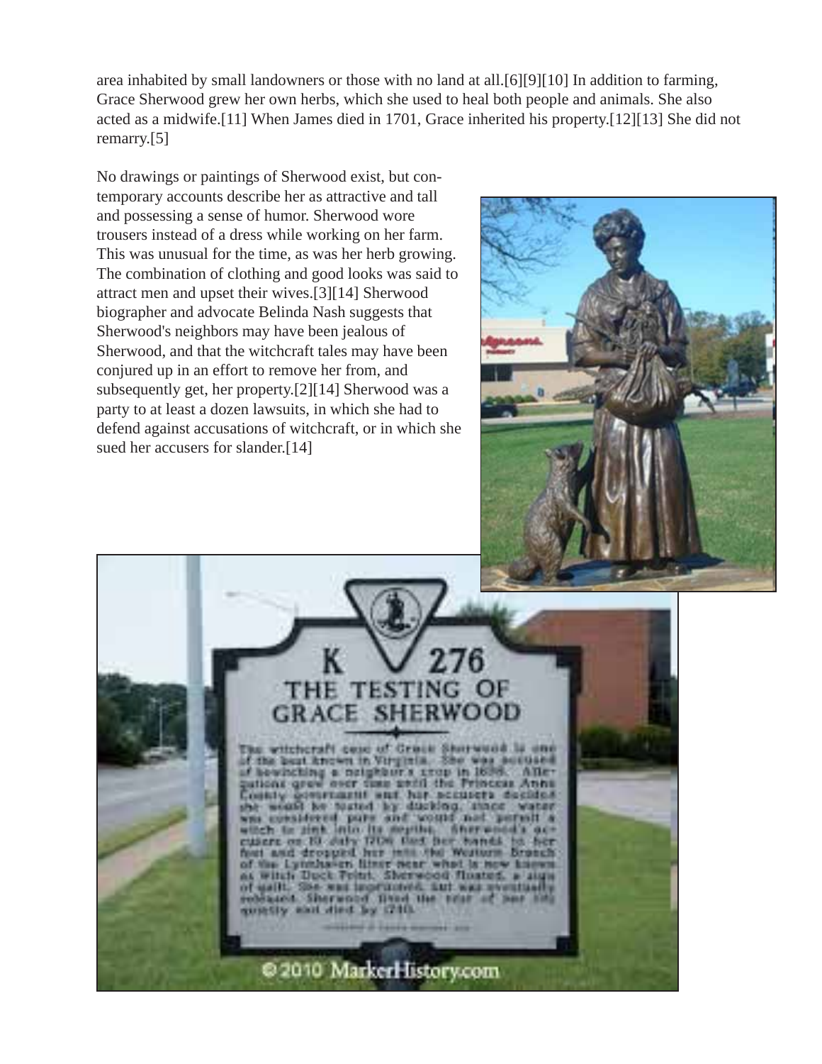area inhabited by small landowners or those with no land at all.[6][9][10] In addition to farming, Grace Sherwood grew her own herbs, which she used to heal both people and animals. She also acted as a midwife.[11] When James died in 1701, Grace inherited his property.[12][13] She did not remarry.[5]

No drawings or paintings of Sherwood exist, but contemporary accounts describe her as attractive and tall and possessing a sense of humor. Sherwood wore trousers instead of a dress while working on her farm. This was unusual for the time, as was her herb growing. The combination of clothing and good looks was said to attract men and upset their wives.[3][14] Sherwood biographer and advocate Belinda Nash suggests that Sherwood's neighbors may have been jealous of Sherwood, and that the witchcraft tales may have been conjured up in an effort to remove her from, and subsequently get, her property.[2][14] Sherwood was a party to at least a dozen lawsuits, in which she had to defend against accusations of witchcraft, or in which she sued her accusers for slander.[14]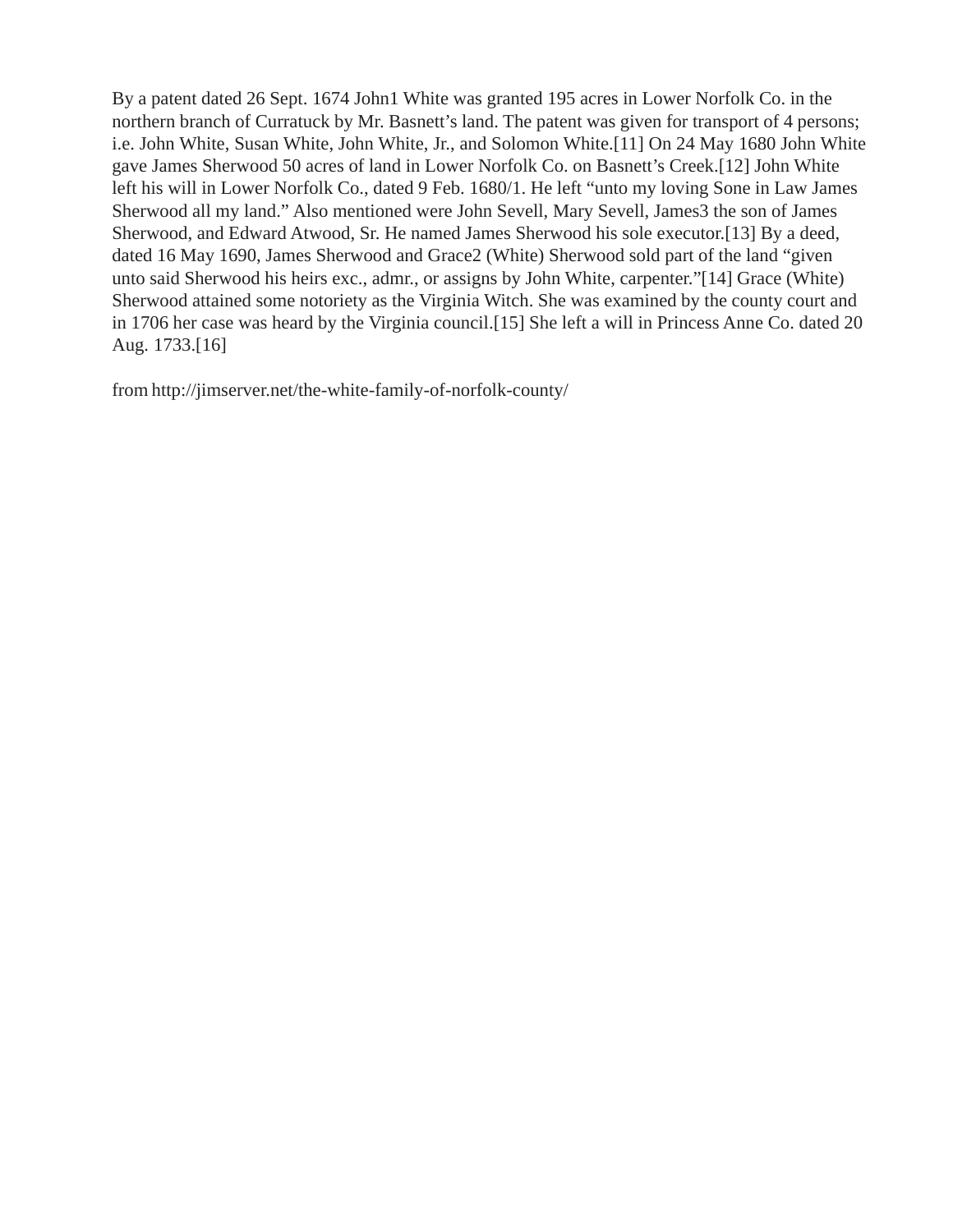By a patent dated 26 Sept. 1674 John1 White was granted 195 acres in Lower Norfolk Co. in the northern branch of Curratuck by Mr. Basnett's land. The patent was given for transport of 4 persons; i.e. John White, Susan White, John White, Jr., and Solomon White.[11] On 24 May 1680 John White gave James Sherwood 50 acres of land in Lower Norfolk Co. on Basnett's Creek.[12] John White left his will in Lower Norfolk Co., dated 9 Feb. 1680/1. He left "unto my loving Sone in Law James Sherwood all my land." Also mentioned were John Sevell, Mary Sevell, James3 the son of James Sherwood, and Edward Atwood, Sr. He named James Sherwood his sole executor.[13] By a deed, dated 16 May 1690, James Sherwood and Grace2 (White) Sherwood sold part of the land "given unto said Sherwood his heirs exc., admr., or assigns by John White, carpenter."[14] Grace (White) Sherwood attained some notoriety as the Virginia Witch. She was examined by the county court and in 1706 her case was heard by the Virginia council.[15] She left a will in Princess Anne Co. dated 20 Aug. 1733.[16]

from http://jimserver.net/the-white-family-of-norfolk-county/